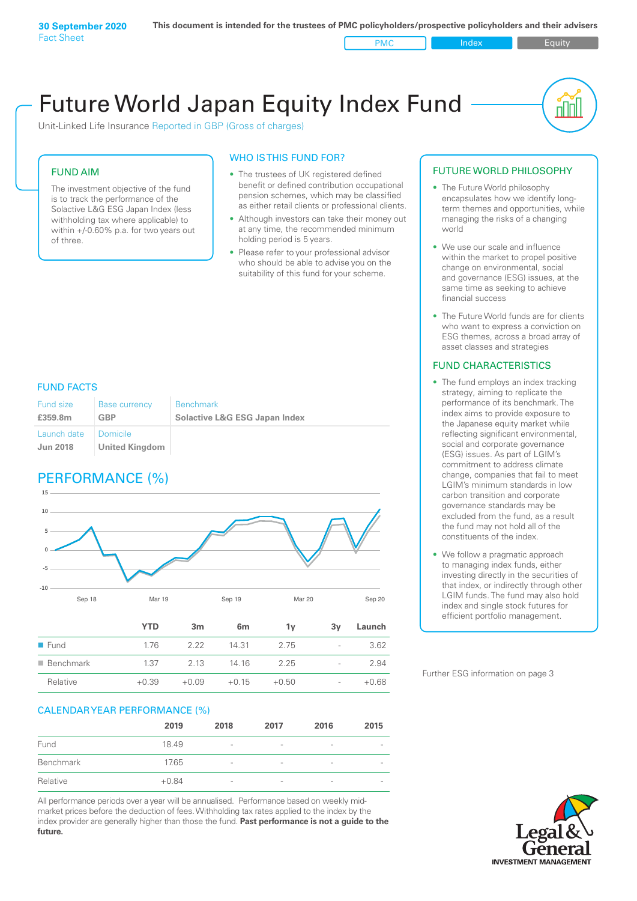**30 September 2020**
Fact Sheet

**This document is intended for the trustees of PMC policyholders/prospective policyholders and their advisers**

PMC | Index | Equity

# Future World Japan Equity Index Fund

Unit-Linked Life Insurance Reported in GBP (Gross of charges)

## FUND AIM

The investment objective of the fund is to track the performance of the Solactive L&G ESG Japan Index (less withholding tax where applicable) to within +/-0.60% p.a. for two years out of three.

## WHO IS THIS FUND FOR?

- The trustees of UK registered defined benefit or defined contribution occupational pension schemes, which may be classified as either retail clients or professional clients.
- Although investors can take their money out at any time, the recommended minimum holding period is 5 years.
- Please refer to your professional advisor who should be able to advise you on the suitability of this fund for your scheme.

## FUND FACTS

| Fund size | Base currency | Benchmark |
|---|---|---|
| **£359.8m** | **GBP** | **Solactive L&G ESG Japan Index** |
| Launch date | Domicile | |
| **Jun 2018** | **United Kingdom** | |

## PERFORMANCE (%)

| | YTD | 3m | 6m | 1y | 3y | Launch |
|---|---|---|---|---|---|---|
| Fund | 1.76 | 2.22 | 14.31 | 2.75 | - | 3.62 |
| Benchmark | 1.37 | 2.13 | 14.16 | 2.25 | - | 2.94 |
| Relative | +0.39 | +0.09 | +0.15 | +0.50 | - | +0.68 |

## CALENDAR YEAR PERFORMANCE (%)

| | 2019 | 2018 | 2017 | 2016 | 2015 |
|---|---|---|---|---|---|
| Fund | 18.49 | - | - | - | - |
| Benchmark | 17.65 | - | - | - | - |
| Relative | +0.84 | - | - | - | - |

All performance periods over a year will be annualised. Performance based on weekly mid-market prices before the deduction of fees. Withholding tax rates applied to the index by the index provider are generally higher than those the fund. **Past performance is not a guide to the future.**

## FUTURE WORLD PHILOSOPHY

- The Future World philosophy encapsulates how we identify long-term themes and opportunities, while managing the risks of a changing world
- We use our scale and influence within the market to propel positive change on environmental, social and governance (ESG) issues, at the same time as seeking to achieve financial success
- The Future World funds are for clients who want to express a conviction on ESG themes, across a broad array of asset classes and strategies

## FUND CHARACTERISTICS

- The fund employs an index tracking strategy, aiming to replicate the performance of its benchmark. The index aims to provide exposure to the Japanese equity market while reflecting significant environmental, social and corporate governance (ESG) issues. As part of LGIM's commitment to address climate change, companies that fail to meet LGIM's minimum standards in low carbon transition and corporate governance standards may be excluded from the fund, as a result the fund may not hold all of the constituents of the index.
- We follow a pragmatic approach to managing index funds, either investing directly in the securities of that index, or indirectly through other LGIM funds. The fund may also hold index and single stock futures for efficient portfolio management.

Further ESG information on page 3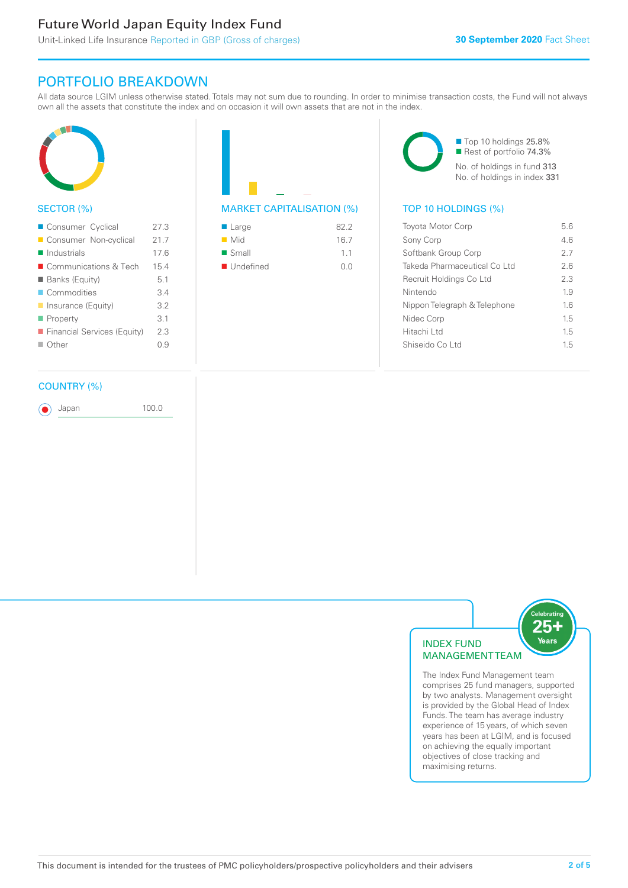# Future World Japan Equity Index Fund

Unit-Linked Life Insurance Reported in GBP (Gross of charges)

**30 September 2020** Fact Sheet

## PORTFOLIO BREAKDOWN

All data source LGIM unless otherwise stated. Totals may not sum due to rounding. In order to minimise transaction costs, the Fund will not always own all the assets that constitute the index and on occasion it will own assets that are not in the index.

### SECTOR (%)

| Sector | % |
|---|---|
| Consumer Cyclical | 27.3 |
| Consumer Non-cyclical | 21.7 |
| Industrials | 17.6 |
| Communications & Tech | 15.4 |
| Banks (Equity) | 5.1 |
| Commodities | 3.4 |
| Insurance (Equity) | 3.2 |
| Property | 3.1 |
| Financial Services (Equity) | 2.3 |
| Other | 0.9 |

### MARKET CAPITALISATION (%)

| Market Cap | % |
|---|---|
| Large | 82.2 |
| Mid | 16.7 |
| Small | 1.1 |
| Undefined | 0.0 |

Top 10 holdings 25.8%
Rest of portfolio 74.3%
No. of holdings in fund 313
No. of holdings in index 331

### TOP 10 HOLDINGS (%)

| Holding | % |
|---|---|
| Toyota Motor Corp | 5.6 |
| Sony Corp | 4.6 |
| Softbank Group Corp | 2.7 |
| Takeda Pharmaceutical Co Ltd | 2.6 |
| Recruit Holdings Co Ltd | 2.3 |
| Nintendo | 1.9 |
| Nippon Telegraph & Telephone | 1.6 |
| Nidec Corp | 1.5 |
| Hitachi Ltd | 1.5 |
| Shiseido Co Ltd | 1.5 |

### COUNTRY (%)

| Country | % |
|---|---|
| Japan | 100.0 |

### INDEX FUND MANAGEMENT TEAM

Celebrating 25+ Years

The Index Fund Management team comprises 25 fund managers, supported by two analysts. Management oversight is provided by the Global Head of Index Funds. The team has average industry experience of 15 years, of which seven years has been at LGIM, and is focused on achieving the equally important objectives of close tracking and maximising returns.

This document is intended for the trustees of PMC policyholders/prospective policyholders and their advisers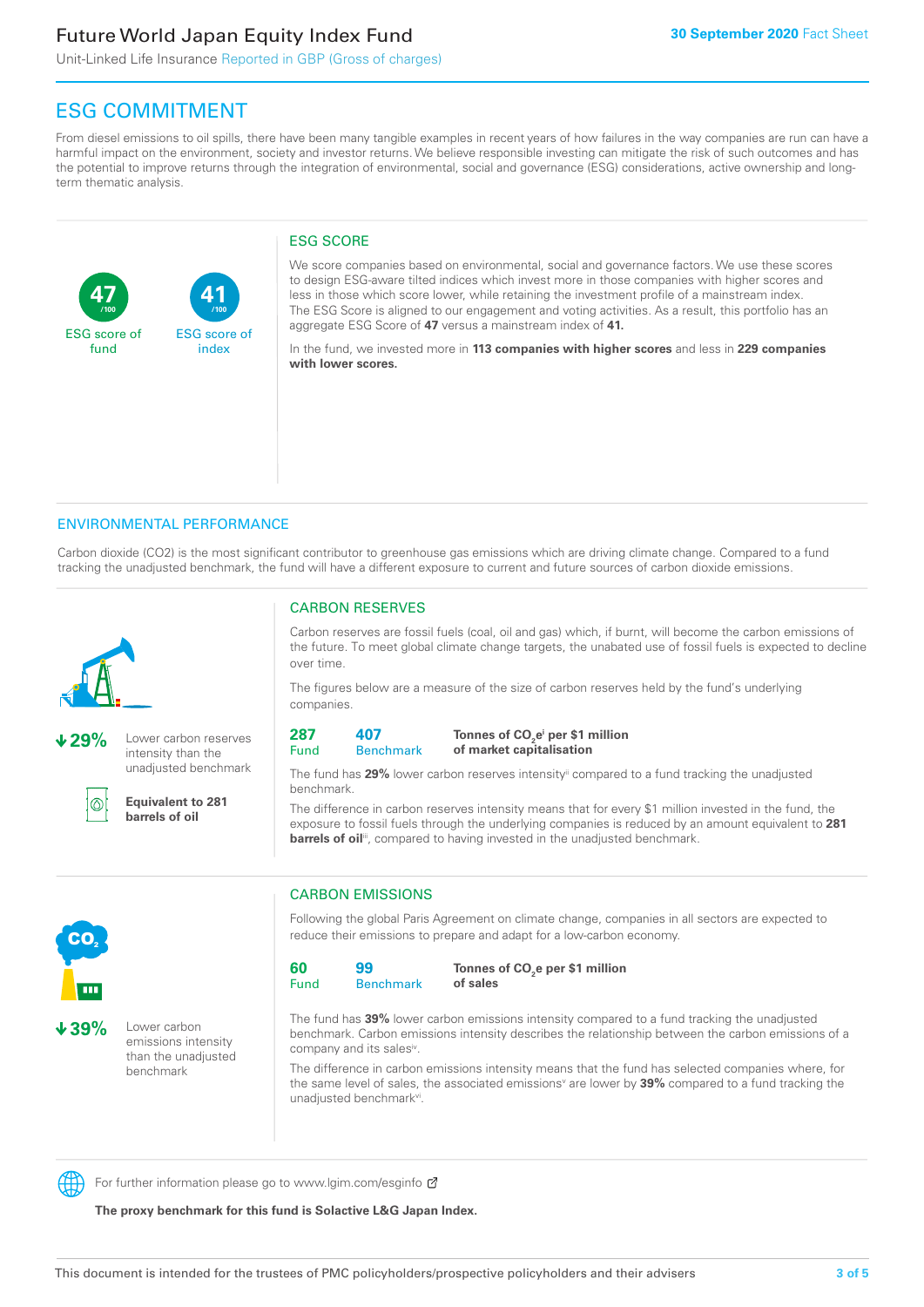# Future World Japan Equity Index Fund

Unit-Linked Life Insurance Reported in GBP (Gross of charges)

**30 September 2020** Fact Sheet

## ESG COMMITMENT

From diesel emissions to oil spills, there have been many tangible examples in recent years of how failures in the way companies are run can have a harmful impact on the environment, society and investor returns. We believe responsible investing can mitigate the risk of such outcomes and has the potential to improve returns through the integration of environmental, social and governance (ESG) considerations, active ownership and long-term thematic analysis.

**47** /100 ESG score of fund

**41** /100 ESG score of index

### ESG SCORE

We score companies based on environmental, social and governance factors. We use these scores to design ESG-aware tilted indices which invest more in those companies with higher scores and less in those which score lower, while retaining the investment profile of a mainstream index. The ESG Score is aligned to our engagement and voting activities. As a result, this portfolio has an aggregate ESG Score of **47** versus a mainstream index of **41.**

In the fund, we invested more in **113 companies with higher scores** and less in **229 companies with lower scores.**

## ENVIRONMENTAL PERFORMANCE

Carbon dioxide (CO2) is the most significant contributor to greenhouse gas emissions which are driving climate change. Compared to a fund tracking the unadjusted benchmark, the fund will have a different exposure to current and future sources of carbon dioxide emissions.

**↓29%** Lower carbon reserves intensity than the unadjusted benchmark

**Equivalent to 281 barrels of oil**

### CARBON RESERVES

Carbon reserves are fossil fuels (coal, oil and gas) which, if burnt, will become the carbon emissions of the future. To meet global climate change targets, the unabated use of fossil fuels is expected to decline over time.

The figures below are a measure of the size of carbon reserves held by the fund's underlying companies.

| 287 | 407 | Tonnes of $CO_2e$[i] per $1 million of market capitalisation |
|---|---|---|
| Fund | Benchmark | |

The fund has **29%** lower carbon reserves intensity[ii] compared to a fund tracking the unadjusted benchmark.

The difference in carbon reserves intensity means that for every $1 million invested in the fund, the exposure to fossil fuels through the underlying companies is reduced by an amount equivalent to **281 barrels of oil**[iii], compared to having invested in the unadjusted benchmark.

**↓39%** Lower carbon emissions intensity than the unadjusted benchmark

### CARBON EMISSIONS

Following the global Paris Agreement on climate change, companies in all sectors are expected to reduce their emissions to prepare and adapt for a low-carbon economy.

| 60 | 99 | Tonnes of $CO_2e$ per $1 million of sales |
|---|---|---|
| Fund | Benchmark | |

The fund has **39%** lower carbon emissions intensity compared to a fund tracking the unadjusted benchmark. Carbon emissions intensity describes the relationship between the carbon emissions of a company and its sales[iv].

The difference in carbon emissions intensity means that the fund has selected companies where, for the same level of sales, the associated emissions[v] are lower by **39%** compared to a fund tracking the unadjusted benchmark[vi].

For further information please go to www.lgim.com/esginfo

**The proxy benchmark for this fund is Solactive L&G Japan Index.**

This document is intended for the trustees of PMC policyholders/prospective policyholders and their advisers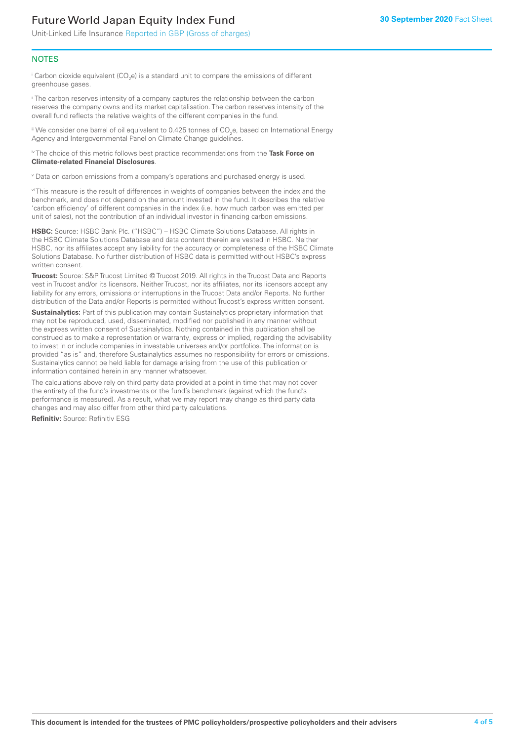## NOTES

[i] Carbon dioxide equivalent ($CO_2e$) is a standard unit to compare the emissions of different greenhouse gases.

[ii] The carbon reserves intensity of a company captures the relationship between the carbon reserves the company owns and its market capitalisation. The carbon reserves intensity of the overall fund reflects the relative weights of the different companies in the fund.

[iii] We consider one barrel of oil equivalent to 0.425 tonnes of $CO_2e$, based on International Energy Agency and Intergovernmental Panel on Climate Change guidelines.

[iv] The choice of this metric follows best practice recommendations from the **Task Force on Climate-related Financial Disclosures**.

[v] Data on carbon emissions from a company's operations and purchased energy is used.

[vi] This measure is the result of differences in weights of companies between the index and the benchmark, and does not depend on the amount invested in the fund. It describes the relative 'carbon efficiency' of different companies in the index (i.e. how much carbon was emitted per unit of sales), not the contribution of an individual investor in financing carbon emissions.

**HSBC:** Source: HSBC Bank Plc. ("HSBC") – HSBC Climate Solutions Database. All rights in the HSBC Climate Solutions Database and data content therein are vested in HSBC. Neither HSBC, nor its affiliates accept any liability for the accuracy or completeness of the HSBC Climate Solutions Database. No further distribution of HSBC data is permitted without HSBC's express written consent.

**Trucost:** Source: S&P Trucost Limited © Trucost 2019. All rights in the Trucost Data and Reports vest in Trucost and/or its licensors. Neither Trucost, nor its affiliates, nor its licensors accept any liability for any errors, omissions or interruptions in the Trucost Data and/or Reports. No further distribution of the Data and/or Reports is permitted without Trucost's express written consent.

**Sustainalytics:** Part of this publication may contain Sustainalytics proprietary information that may not be reproduced, used, disseminated, modified nor published in any manner without the express written consent of Sustainalytics. Nothing contained in this publication shall be construed as to make a representation or warranty, express or implied, regarding the advisability to invest in or include companies in investable universes and/or portfolios. The information is provided "as is" and, therefore Sustainalytics assumes no responsibility for errors or omissions. Sustainalytics cannot be held liable for damage arising from the use of this publication or information contained herein in any manner whatsoever.

The calculations above rely on third party data provided at a point in time that may not cover the entirety of the fund's investments or the fund's benchmark (against which the fund's performance is measured). As a result, what we may report may change as third party data changes and may also differ from other third party calculations.

**Refinitiv:** Source: Refinitiv ESG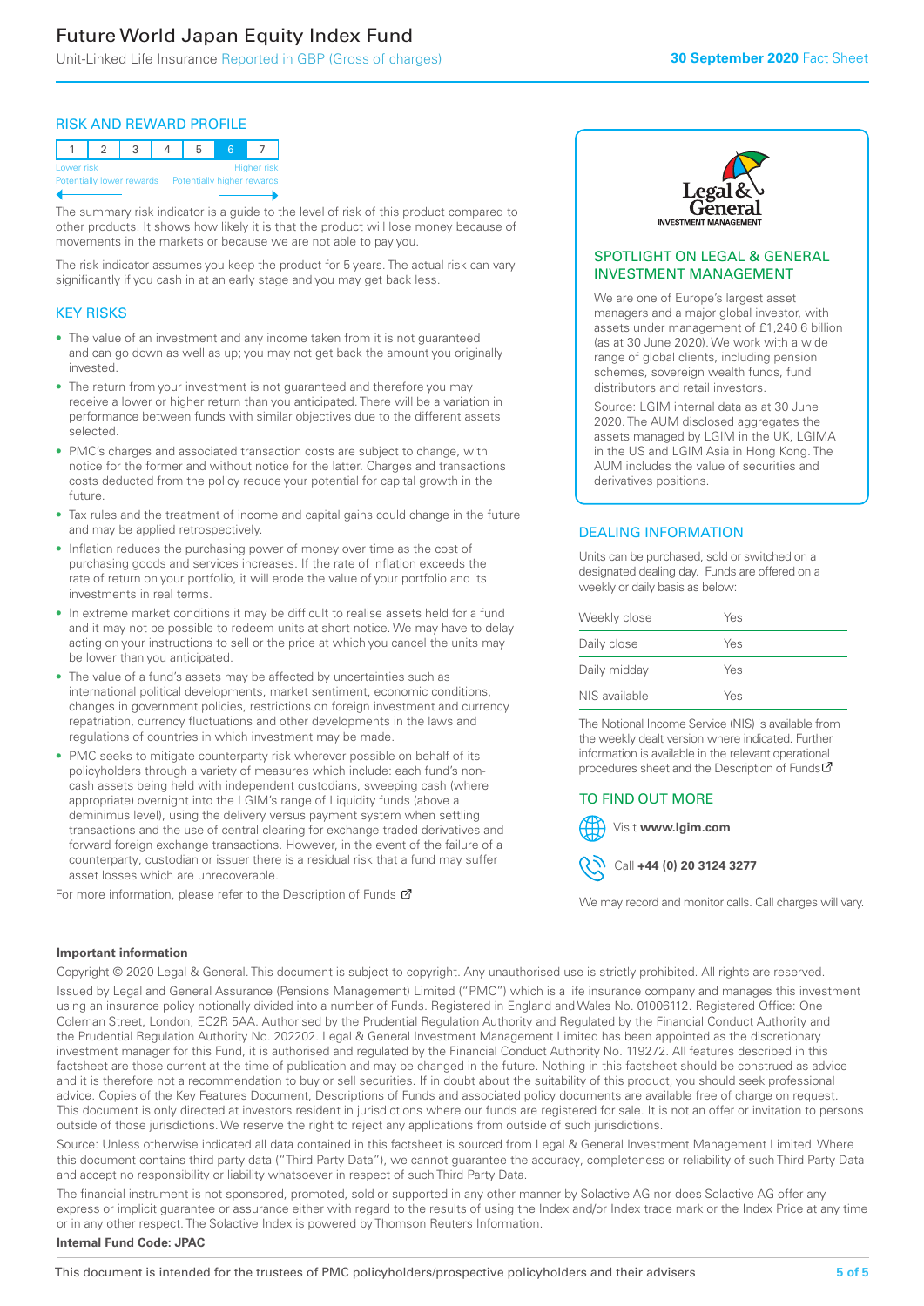# Future World Japan Equity Index Fund

Unit-Linked Life Insurance Reported in GBP (Gross of charges)

**30 September 2020** Fact Sheet

## RISK AND REWARD PROFILE

| 1 | 2 | 3 | 4 | 5 | 6 | 7 |
|---|---|---|---|---|---|---|

Lower risk — Higher risk

Potentially lower rewards — Potentially higher rewards

The summary risk indicator is a guide to the level of risk of this product compared to other products. It shows how likely it is that the product will lose money because of movements in the markets or because we are not able to pay you.

The risk indicator assumes you keep the product for 5 years. The actual risk can vary significantly if you cash in at an early stage and you may get back less.

## KEY RISKS

- The value of an investment and any income taken from it is not guaranteed and can go down as well as up; you may not get back the amount you originally invested.
- The return from your investment is not guaranteed and therefore you may receive a lower or higher return than you anticipated. There will be a variation in performance between funds with similar objectives due to the different assets selected.
- PMC's charges and associated transaction costs are subject to change, with notice for the former and without notice for the latter. Charges and transactions costs deducted from the policy reduce your potential for capital growth in the future.
- Tax rules and the treatment of income and capital gains could change in the future and may be applied retrospectively.
- Inflation reduces the purchasing power of money over time as the cost of purchasing goods and services increases. If the rate of inflation exceeds the rate of return on your portfolio, it will erode the value of your portfolio and its investments in real terms.
- In extreme market conditions it may be difficult to realise assets held for a fund and it may not be possible to redeem units at short notice. We may have to delay acting on your instructions to sell or the price at which you cancel the units may be lower than you anticipated.
- The value of a fund's assets may be affected by uncertainties such as international political developments, market sentiment, economic conditions, changes in government policies, restrictions on foreign investment and currency repatriation, currency fluctuations and other developments in the laws and regulations of countries in which investment may be made.
- PMC seeks to mitigate counterparty risk wherever possible on behalf of its policyholders through a variety of measures which include: each fund's non-cash assets being held with independent custodians, sweeping cash (where appropriate) overnight into the LGIM's range of Liquidity funds (above a deminimus level), using the delivery versus payment system when settling transactions and the use of central clearing for exchange traded derivatives and forward foreign exchange transactions. However, in the event of the failure of a counterparty, custodian or issuer there is a residual risk that a fund may suffer asset losses which are unrecoverable.

For more information, please refer to the Description of Funds

## SPOTLIGHT ON LEGAL & GENERAL INVESTMENT MANAGEMENT

We are one of Europe's largest asset managers and a major global investor, with assets under management of £1,240.6 billion (as at 30 June 2020). We work with a wide range of global clients, including pension schemes, sovereign wealth funds, fund distributors and retail investors.

Source: LGIM internal data as at 30 June 2020. The AUM disclosed aggregates the assets managed by LGIM in the UK, LGIMA in the US and LGIM Asia in Hong Kong. The AUM includes the value of securities and derivatives positions.

## DEALING INFORMATION

Units can be purchased, sold or switched on a designated dealing day. Funds are offered on a weekly or daily basis as below:

| | |
|---|---|
| Weekly close | Yes |
| Daily close | Yes |
| Daily midday | Yes |
| NIS available | Yes |

The Notional Income Service (NIS) is available from the weekly dealt version where indicated. Further information is available in the relevant operational procedures sheet and the Description of Funds

## TO FIND OUT MORE

Visit **www.lgim.com**

Call **+44 (0) 20 3124 3277**

We may record and monitor calls. Call charges will vary.

**Important information**

Copyright © 2020 Legal & General. This document is subject to copyright. Any unauthorised use is strictly prohibited. All rights are reserved.

Issued by Legal and General Assurance (Pensions Management) Limited ("PMC") which is a life insurance company and manages this investment using an insurance policy notionally divided into a number of Funds. Registered in England and Wales No. 01006112. Registered Office: One Coleman Street, London, EC2R 5AA. Authorised by the Prudential Regulation Authority and Regulated by the Financial Conduct Authority and the Prudential Regulation Authority No. 202202. Legal & General Investment Management Limited has been appointed as the discretionary investment manager for this Fund, it is authorised and regulated by the Financial Conduct Authority No. 119272. All features described in this factsheet are those current at the time of publication and may be changed in the future. Nothing in this factsheet should be construed as advice and it is therefore not a recommendation to buy or sell securities. If in doubt about the suitability of this product, you should seek professional advice. Copies of the Key Features Document, Descriptions of Funds and associated policy documents are available free of charge on request. This document is only directed at investors resident in jurisdictions where our funds are registered for sale. It is not an offer or invitation to persons outside of those jurisdictions. We reserve the right to reject any applications from outside of such jurisdictions.

Source: Unless otherwise indicated all data contained in this factsheet is sourced from Legal & General Investment Management Limited. Where this document contains third party data ("Third Party Data"), we cannot guarantee the accuracy, completeness or reliability of such Third Party Data and accept no responsibility or liability whatsoever in respect of such Third Party Data.

The financial instrument is not sponsored, promoted, sold or supported in any other manner by Solactive AG nor does Solactive AG offer any express or implicit guarantee or assurance either with regard to the results of using the Index and/or Index trade mark or the Index Price at any time or in any other respect. The Solactive Index is powered by Thomson Reuters Information.

**Internal Fund Code: JPAC**

This document is intended for the trustees of PMC policyholders/prospective policyholders and their advisers